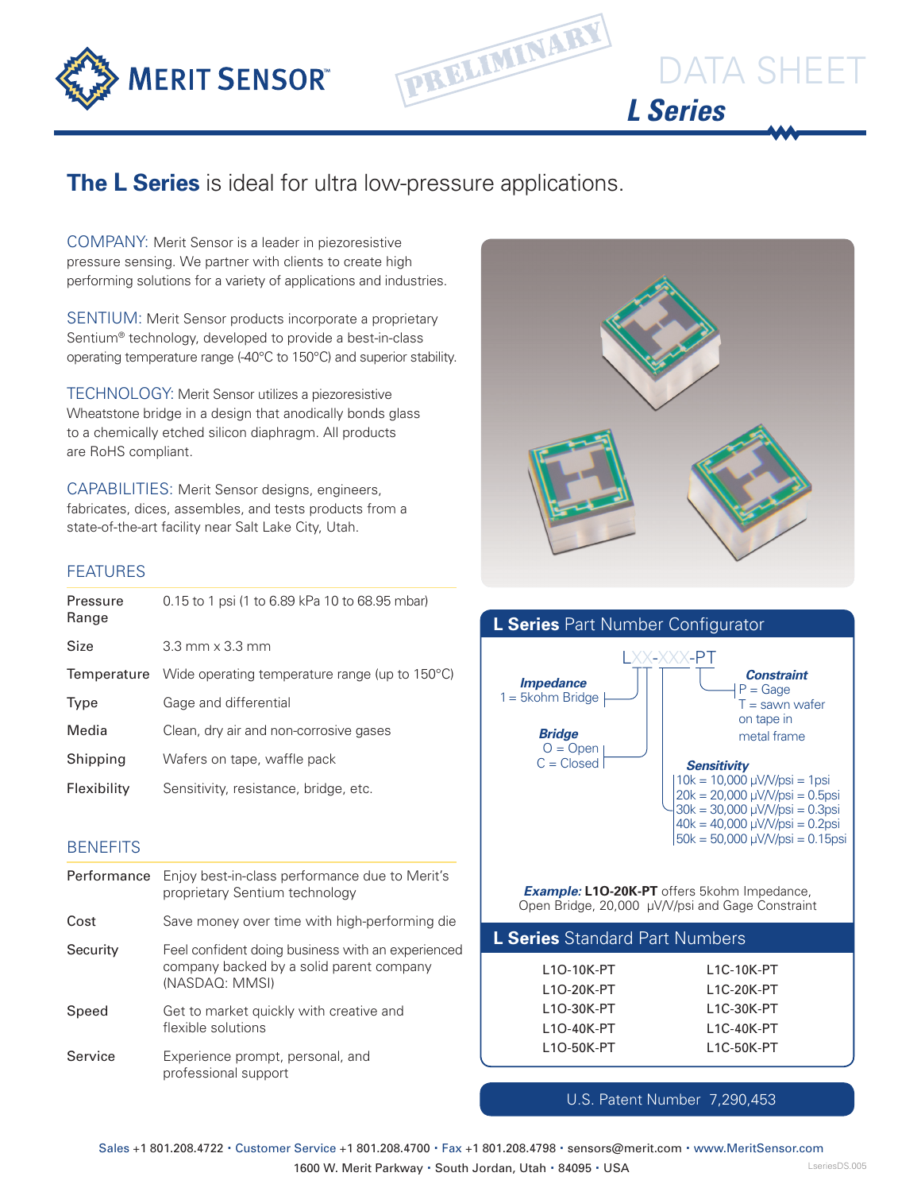MERIT SENSOR™

PRELIMINARY

# DATA SHEET
## L Series

## **The L Series** is ideal for ultra low-pressure applications.

COMPANY: Merit Sensor is a leader in piezoresistive pressure sensing. We partner with clients to create high performing solutions for a variety of applications and industries.

SENTIUM: Merit Sensor products incorporate a proprietary Sentium® technology, developed to provide a best-in-class operating temperature range (-40°C to 150°C) and superior stability.

TECHNOLOGY: Merit Sensor utilizes a piezoresistive Wheatstone bridge in a design that anodically bonds glass to a chemically etched silicon diaphragm. All products are RoHS compliant.

CAPABILITIES: Merit Sensor designs, engineers, fabricates, dices, assembles, and tests products from a state-of-the-art facility near Salt Lake City, Utah.

### FEATURES

| | |
|---|---|
| Pressure Range | 0.15 to 1 psi (1 to 6.89 kPa 10 to 68.95 mbar) |
| Size | 3.3 mm x 3.3 mm |
| Temperature | Wide operating temperature range (up to 150°C) |
| Type | Gage and differential |
| Media | Clean, dry air and non-corrosive gases |
| Shipping | Wafers on tape, waffle pack |
| Flexibility | Sensitivity, resistance, bridge, etc. |

### BENEFITS

| | |
|---|---|
| Performance | Enjoy best-in-class performance due to Merit's proprietary Sentium technology |
| Cost | Save money over time with high-performing die |
| Security | Feel confident doing business with an experienced company backed by a solid parent company (NASDAQ: MMSI) |
| Speed | Get to market quickly with creative and flexible solutions |
| Service | Experience prompt, personal, and professional support |

### L Series Part Number Configurator

LXX-XXX-PT

***Impedance***
1 = 5kohm Bridge

***Bridge***
O = Open
C = Closed

***Sensitivity***
10k = 10,000 µV/V/psi = 1psi
20k = 20,000 µV/V/psi = 0.5psi
30k = 30,000 µV/V/psi = 0.3psi
40k = 40,000 µV/V/psi = 0.2psi
50k = 50,000 µV/V/psi = 0.15psi

***Constraint***
P = Gage
T = sawn wafer on tape in metal frame

***Example:*** **L1O-20K-PT** offers 5kohm Impedance, Open Bridge, 20,000 µV/V/psi and Gage Constraint

### L Series Standard Part Numbers

| | |
|---|---|
| L1O-10K-PT | L1C-10K-PT |
| L1O-20K-PT | L1C-20K-PT |
| L1O-30K-PT | L1C-30K-PT |
| L1O-40K-PT | L1C-40K-PT |
| L1O-50K-PT | L1C-50K-PT |

U.S. Patent Number 7,290,453

Sales +1 801.208.4722 • Customer Service +1 801.208.4700 • Fax +1 801.208.4798 • sensors@merit.com • www.MeritSensor.com
1600 W. Merit Parkway • South Jordan, Utah • 84095 • USA

LseriesDS.005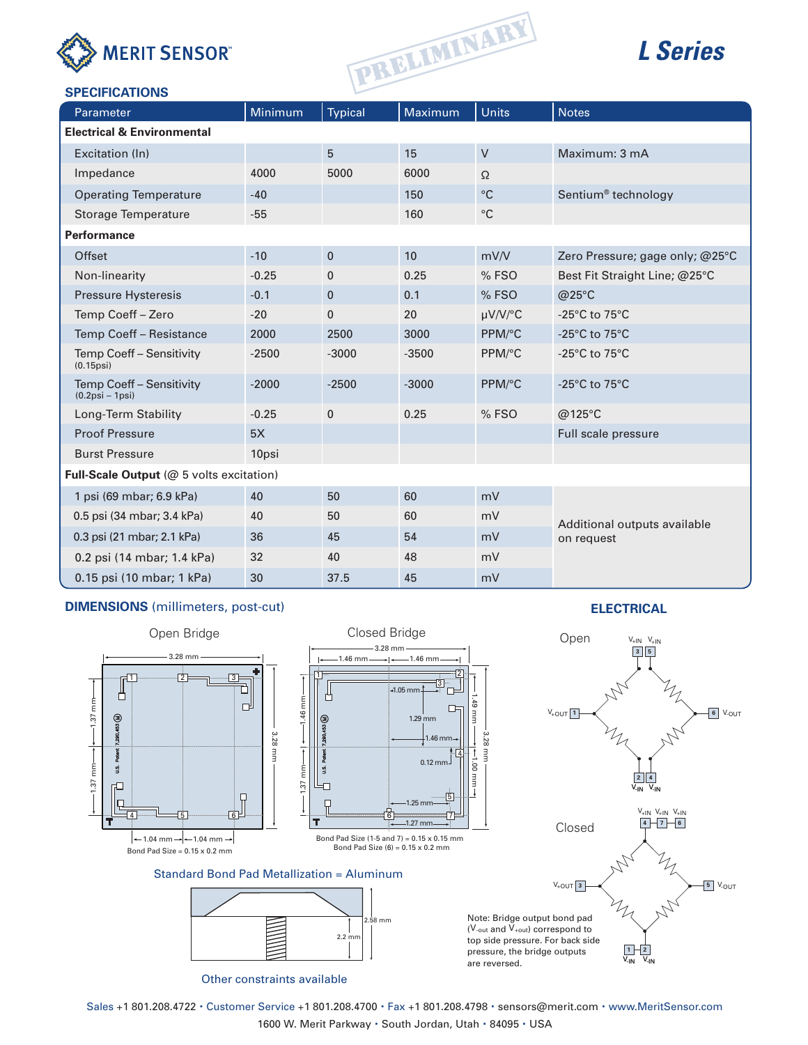# L Series

PRELIMINARY

## SPECIFICATIONS

| Parameter | Minimum | Typical | Maximum | Units | Notes |
|---|---|---|---|---|---|
| **Electrical & Environmental** | | | | | |
| Excitation (In) | | 5 | 15 | V | Maximum: 3 mA |
| Impedance | 4000 | 5000 | 6000 | Ω | |
| Operating Temperature | -40 | | 150 | °C | Sentium® technology |
| Storage Temperature | -55 | | 160 | °C | |
| **Performance** | | | | | |
| Offset | -10 | 0 | 10 | mV/V | Zero Pressure; gage only; @25°C |
| Non-linearity | -0.25 | 0 | 0.25 | % FSO | Best Fit Straight Line; @25°C |
| Pressure Hysteresis | -0.1 | 0 | 0.1 | % FSO | @25°C |
| Temp Coeff – Zero | -20 | 0 | 20 | μV/V/°C | -25°C to 75°C |
| Temp Coeff – Resistance | 2000 | 2500 | 3000 | PPM/°C | -25°C to 75°C |
| Temp Coeff – Sensitivity (0.15psi) | -2500 | -3000 | -3500 | PPM/°C | -25°C to 75°C |
| Temp Coeff – Sensitivity (0.2psi – 1psi) | -2000 | -2500 | -3000 | PPM/°C | -25°C to 75°C |
| Long-Term Stability | -0.25 | 0 | 0.25 | % FSO | @125°C |
| Proof Pressure | 5X | | | | Full scale pressure |
| Burst Pressure | 10psi | | | | |
| **Full-Scale Output** (@ 5 volts excitation) | | | | | |
| 1 psi (69 mbar; 6.9 kPa) | 40 | 50 | 60 | mV | Additional outputs available on request |
| 0.5 psi (34 mbar; 3.4 kPa) | 40 | 50 | 60 | mV | |
| 0.3 psi (21 mbar; 2.1 kPa) | 36 | 45 | 54 | mV | |
| 0.2 psi (14 mbar; 1.4 kPa) | 32 | 40 | 48 | mV | |
| 0.15 psi (10 mbar; 1 kPa) | 30 | 37.5 | 45 | mV | |

## DIMENSIONS (millimeters, post-cut)

Open Bridge

3.28 mm
1.37 mm
1.37 mm
3.28 mm
1.04 mm
1.04 mm
U.S. Patent 7,290,453
Bond Pad Size = 0.15 x 0.2 mm

Closed Bridge

3.28 mm
1.46 mm
1.46 mm
1.05 mm
1.29 mm
1.46 mm
0.12 mm
1.25 mm
1.27 mm
1.46 mm
1.37 mm
1.49 mm
1.00 mm
3.28 mm
U.S. Patent 7,290,453
Bond Pad Size (1-5 and 7) = 0.15 x 0.15 mm
Bond Pad Size (6) = 0.15 x 0.2 mm

Standard Bond Pad Metallization = Aluminum

2.58 mm
2.2 mm

Other constraints available

## ELECTRICAL

Open

$V_{+IN}$ $V_{+IN}$ 3 5
$V_{+OUT}$ 1
6 $V_{-OUT}$
2 4 $V_{-IN}$ $V_{-IN}$

Closed

$V_{+IN}$ $V_{+IN}$ $V_{+IN}$ 4 7 6
$V_{+OUT}$ 3
5 $V_{-OUT}$
1 2 $V_{-IN}$ $V_{-IN}$

Note: Bridge output bond pad ($V_{-out}$ and $V_{+out}$) correspond to top side pressure. For back side pressure, the bridge outputs are reversed.

Sales +1 801.208.4722 • Customer Service +1 801.208.4700 • Fax +1 801.208.4798 • sensors@merit.com • www.MeritSensor.com
1600 W. Merit Parkway • South Jordan, Utah • 84095 • USA